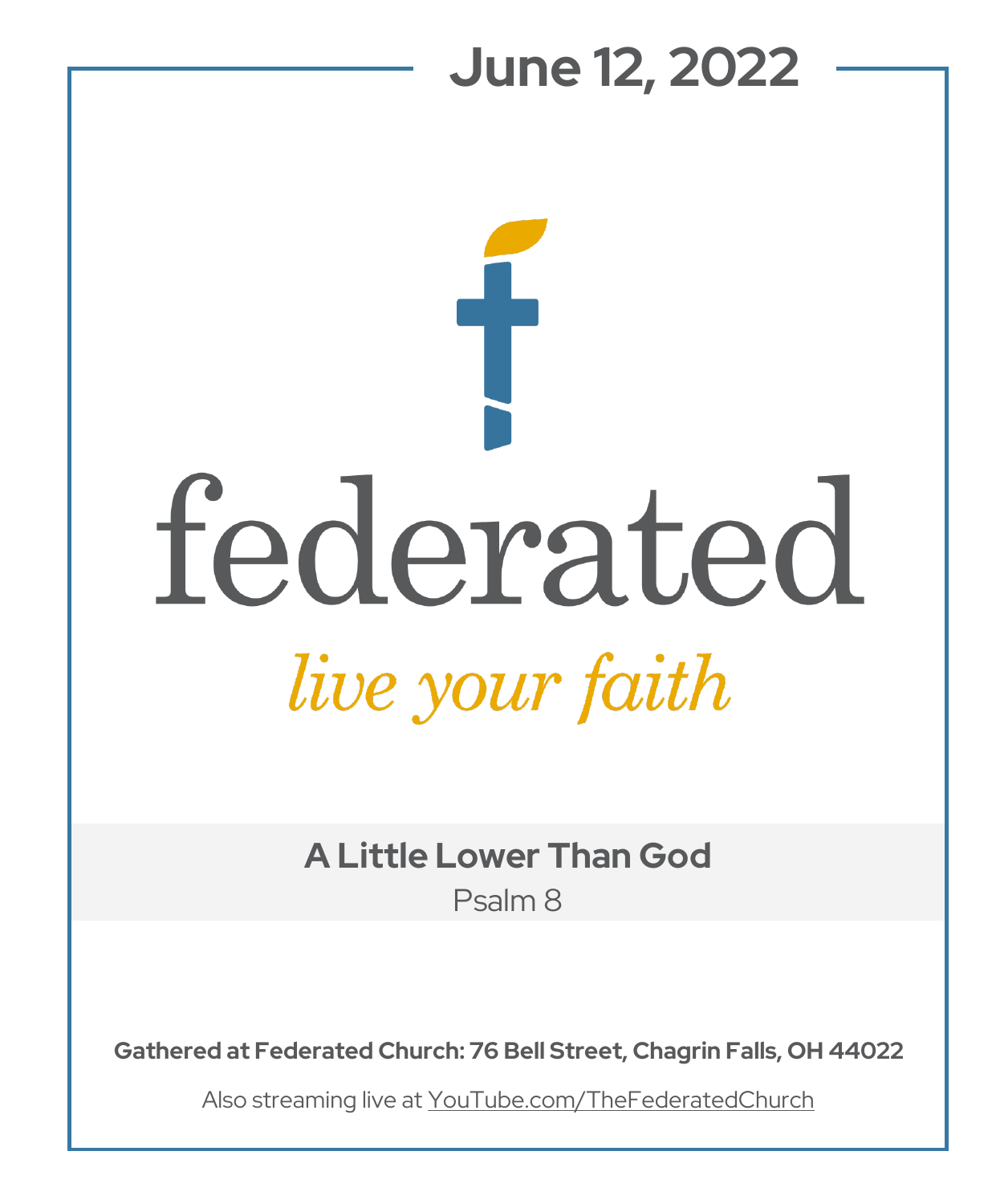# June 12, 2022

federated

*live your faith*

## A Little Lower Than God

Psalm 8

**Gathered at Federated Church: 76 Bell Street, Chagrin Falls, OH 44022**

Also streaming live at YouTube.com/TheFederatedChurch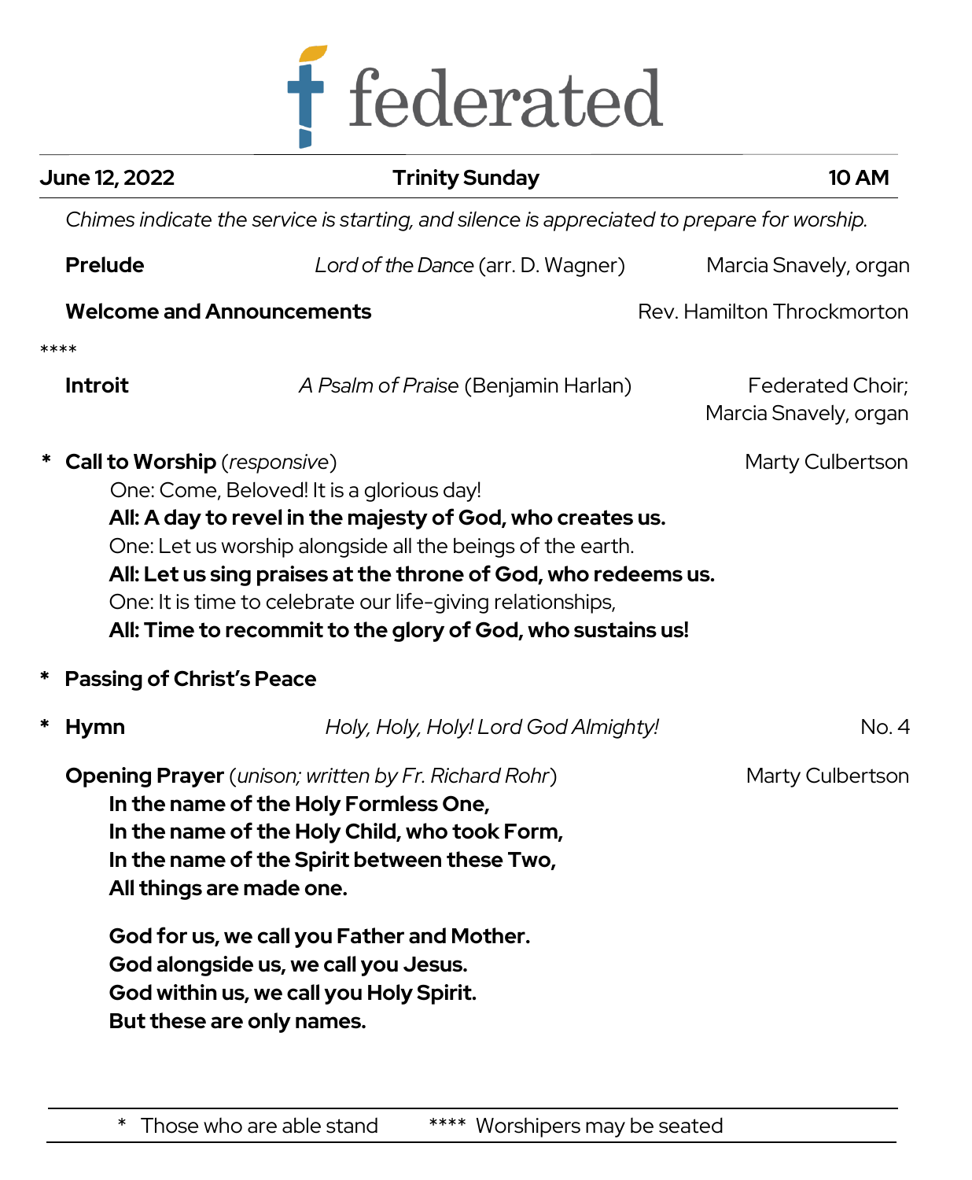# federated

**June 12, 2022** | **Trinity Sunday** | **10 AM**

*Chimes indicate the service is starting, and silence is appreciated to prepare for worship.*

**Prelude** — *Lord of the Dance* (arr. D. Wagner) — Marcia Snavely, organ

**Welcome and Announcements** — Rev. Hamilton Throckmorton

****

**Introit** — *A Psalm of Praise* (Benjamin Harlan) — Federated Choir; Marcia Snavely, organ

\* **Call to Worship** (*responsive*) — Marty Culbertson

One: Come, Beloved! It is a glorious day!
**All: A day to revel in the majesty of God, who creates us.**
One: Let us worship alongside all the beings of the earth.
**All: Let us sing praises at the throne of God, who redeems us.**
One: It is time to celebrate our life-giving relationships,
**All: Time to recommit to the glory of God, who sustains us!**

\* **Passing of Christ's Peace**

\* **Hymn** — *Holy, Holy, Holy! Lord God Almighty!* — No. 4

**Opening Prayer** (*unison; written by Fr. Richard Rohr*) — Marty Culbertson

**In the name of the Holy Formless One,**
**In the name of the Holy Child, who took Form,**
**In the name of the Spirit between these Two,**
**All things are made one.**

**God for us, we call you Father and Mother.**
**God alongside us, we call you Jesus.**
**God within us, we call you Holy Spirit.**
**But these are only names.**

\* Those who are able stand    **** Worshipers may be seated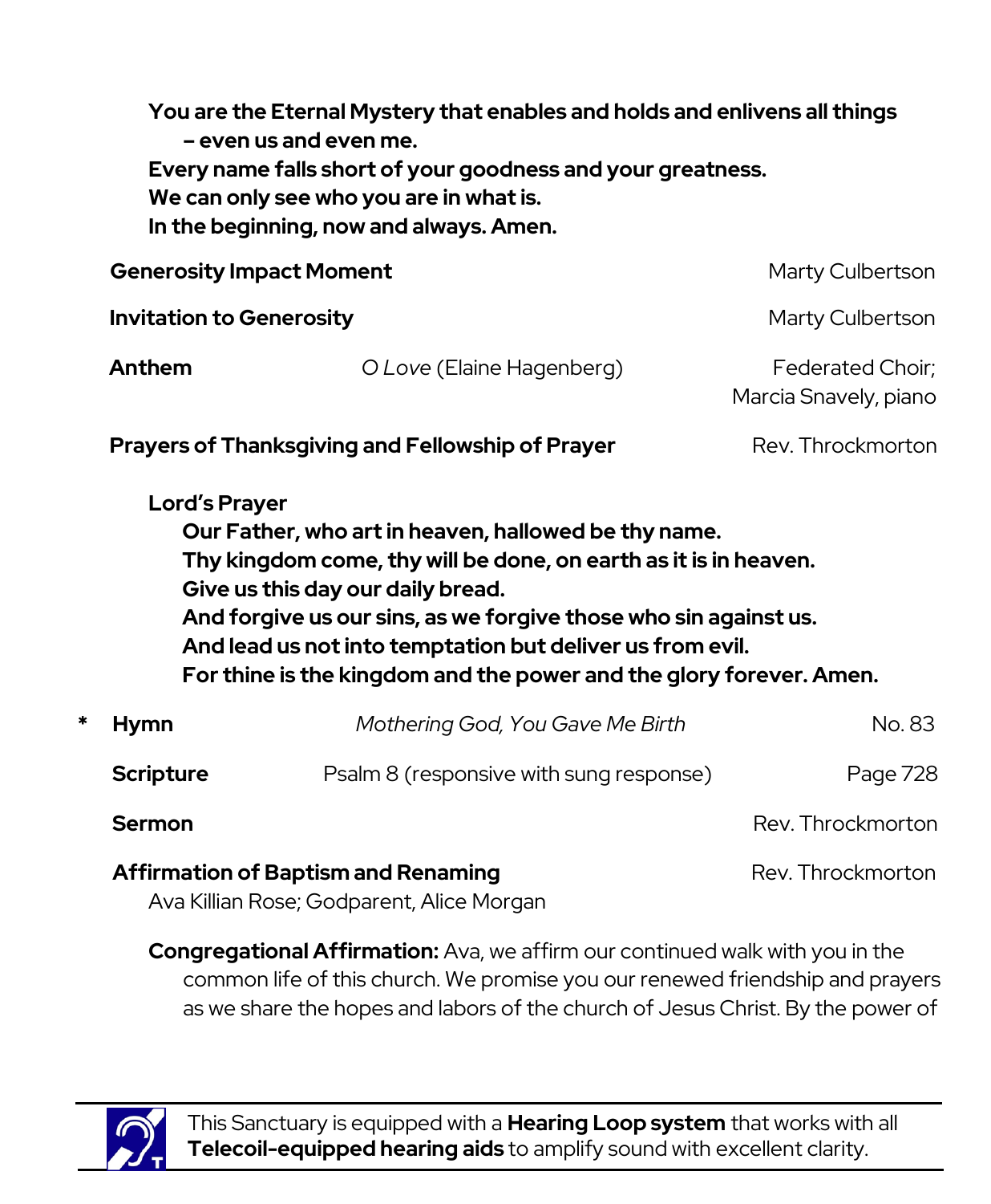**You are the Eternal Mystery that enables and holds and enlivens all things – even us and even me.**
**Every name falls short of your goodness and your greatness.**
**We can only see who you are in what is.**
**In the beginning, now and always. Amen.**

**Generosity Impact Moment** — Marty Culbertson

**Invitation to Generosity** — Marty Culbertson

**Anthem** — *O Love* (Elaine Hagenberg) — Federated Choir; Marcia Snavely, piano

**Prayers of Thanksgiving and Fellowship of Prayer** — Rev. Throckmorton

**Lord's Prayer**

**Our Father, who art in heaven, hallowed be thy name.**
**Thy kingdom come, thy will be done, on earth as it is in heaven.**
**Give us this day our daily bread.**
**And forgive us our sins, as we forgive those who sin against us.**
**And lead us not into temptation but deliver us from evil.**
**For thine is the kingdom and the power and the glory forever. Amen.**

\* **Hymn** — *Mothering God, You Gave Me Birth* — No. 83

**Scripture** — Psalm 8 (responsive with sung response) — Page 728

**Sermon** — Rev. Throckmorton

**Affirmation of Baptism and Renaming** — Rev. Throckmorton
Ava Killian Rose; Godparent, Alice Morgan

**Congregational Affirmation:** Ava, we affirm our continued walk with you in the common life of this church. We promise you our renewed friendship and prayers as we share the hopes and labors of the church of Jesus Christ. By the power of

---

This Sanctuary is equipped with a **Hearing Loop system** that works with all **Telecoil-equipped hearing aids** to amplify sound with excellent clarity.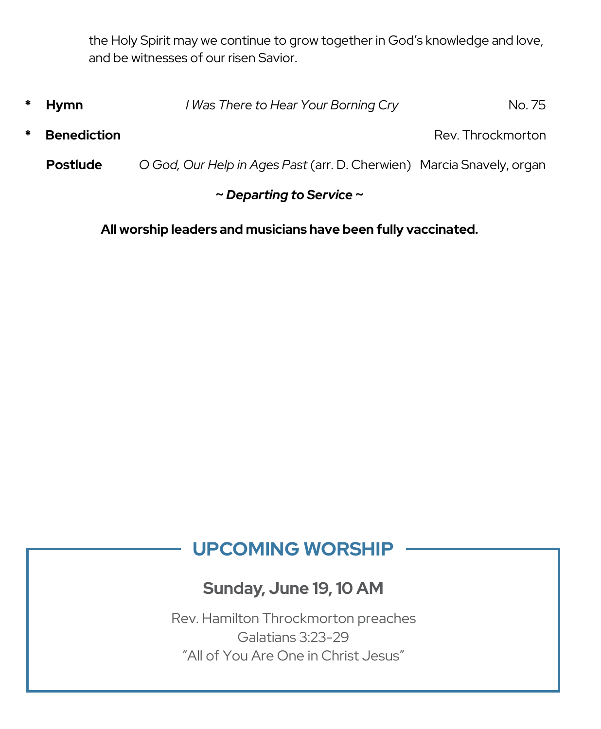the Holy Spirit may we continue to grow together in God's knowledge and love, and be witnesses of our risen Savior.

* **Hymn** *I Was There to Hear Your Borning Cry* No. 75

* **Benediction** Rev. Throckmorton

**Postlude** *O God, Our Help in Ages Past* (arr. D. Cherwien) Marcia Snavely, organ

***~ Departing to Service ~***

**All worship leaders and musicians have been fully vaccinated.**

## UPCOMING WORSHIP

### Sunday, June 19, 10 AM

Rev. Hamilton Throckmorton preaches
Galatians 3:23-29
"All of You Are One in Christ Jesus"